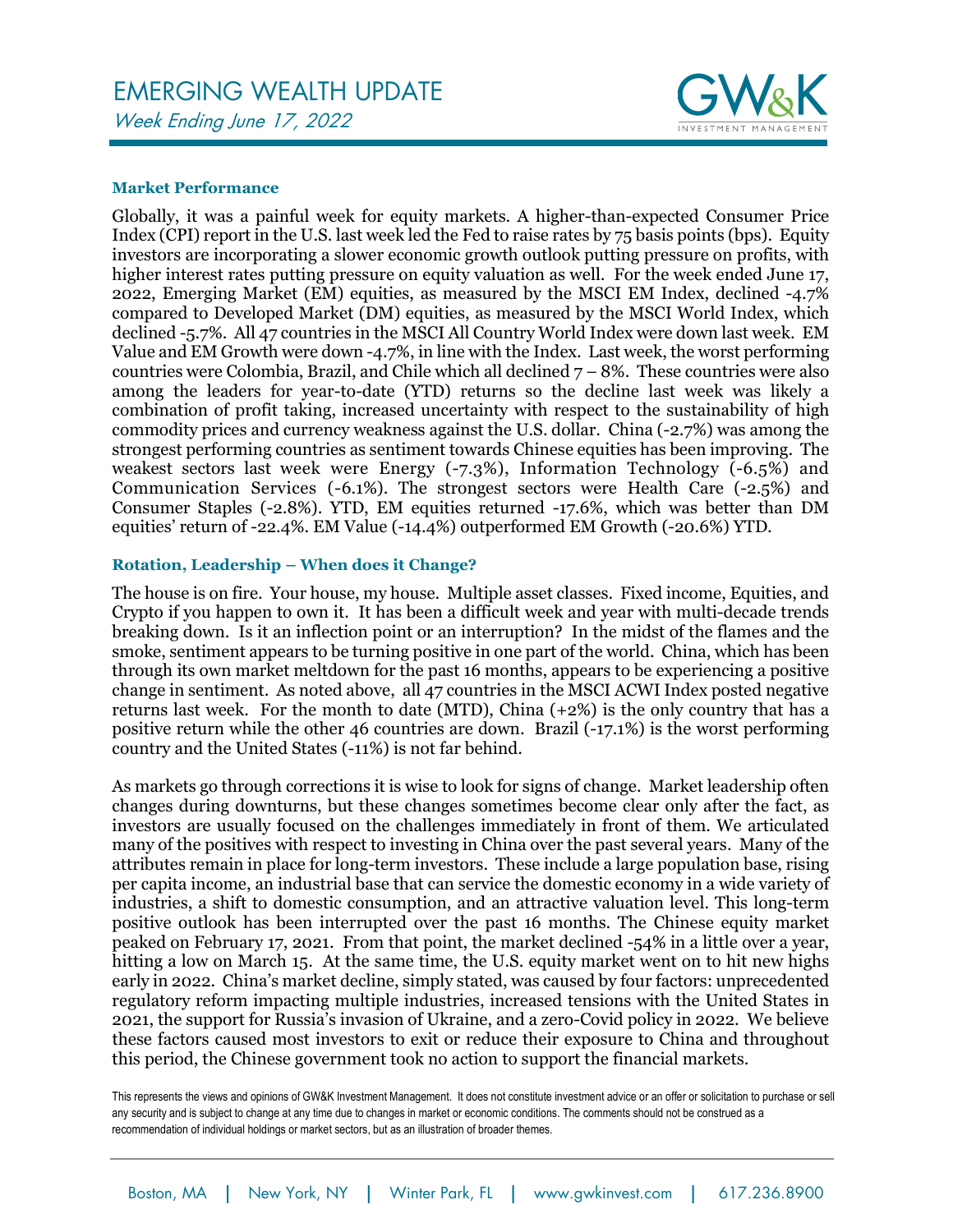# EMERGING WEALTH UPDATE

*Week Ending June 17, 2022*

### Market Performance

Globally, it was a painful week for equity markets. A higher-than-expected Consumer Price Index (CPI) report in the U.S. last week led the Fed to raise rates by 75 basis points (bps). Equity investors are incorporating a slower economic growth outlook putting pressure on profits, with higher interest rates putting pressure on equity valuation as well. For the week ended June 17, 2022, Emerging Market (EM) equities, as measured by the MSCI EM Index, declined -4.7% compared to Developed Market (DM) equities, as measured by the MSCI World Index, which declined -5.7%. All 47 countries in the MSCI All Country World Index were down last week. EM Value and EM Growth were down -4.7%, in line with the Index. Last week, the worst performing countries were Colombia, Brazil, and Chile which all declined 7 – 8%. These countries were also among the leaders for year-to-date (YTD) returns so the decline last week was likely a combination of profit taking, increased uncertainty with respect to the sustainability of high commodity prices and currency weakness against the U.S. dollar. China (-2.7%) was among the strongest performing countries as sentiment towards Chinese equities has been improving. The weakest sectors last week were Energy (-7.3%), Information Technology (-6.5%) and Communication Services (-6.1%). The strongest sectors were Health Care (-2.5%) and Consumer Staples (-2.8%). YTD, EM equities returned -17.6%, which was better than DM equities' return of -22.4%. EM Value (-14.4%) outperformed EM Growth (-20.6%) YTD.

### Rotation, Leadership – When does it Change?

The house is on fire. Your house, my house. Multiple asset classes. Fixed income, Equities, and Crypto if you happen to own it. It has been a difficult week and year with multi-decade trends breaking down. Is it an inflection point or an interruption? In the midst of the flames and the smoke, sentiment appears to be turning positive in one part of the world. China, which has been through its own market meltdown for the past 16 months, appears to be experiencing a positive change in sentiment. As noted above, all 47 countries in the MSCI ACWI Index posted negative returns last week. For the month to date (MTD), China (+2%) is the only country that has a positive return while the other 46 countries are down. Brazil (-17.1%) is the worst performing country and the United States (-11%) is not far behind.

As markets go through corrections it is wise to look for signs of change. Market leadership often changes during downturns, but these changes sometimes become clear only after the fact, as investors are usually focused on the challenges immediately in front of them. We articulated many of the positives with respect to investing in China over the past several years. Many of the attributes remain in place for long-term investors. These include a large population base, rising per capita income, an industrial base that can service the domestic economy in a wide variety of industries, a shift to domestic consumption, and an attractive valuation level. This long-term positive outlook has been interrupted over the past 16 months. The Chinese equity market peaked on February 17, 2021. From that point, the market declined -54% in a little over a year, hitting a low on March 15. At the same time, the U.S. equity market went on to hit new highs early in 2022. China's market decline, simply stated, was caused by four factors: unprecedented regulatory reform impacting multiple industries, increased tensions with the United States in 2021, the support for Russia's invasion of Ukraine, and a zero-Covid policy in 2022. We believe these factors caused most investors to exit or reduce their exposure to China and throughout this period, the Chinese government took no action to support the financial markets.

This represents the views and opinions of GW&K Investment Management. It does not constitute investment advice or an offer or solicitation to purchase or sell any security and is subject to change at any time due to changes in market or economic conditions. The comments should not be construed as a recommendation of individual holdings or market sectors, but as an illustration of broader themes.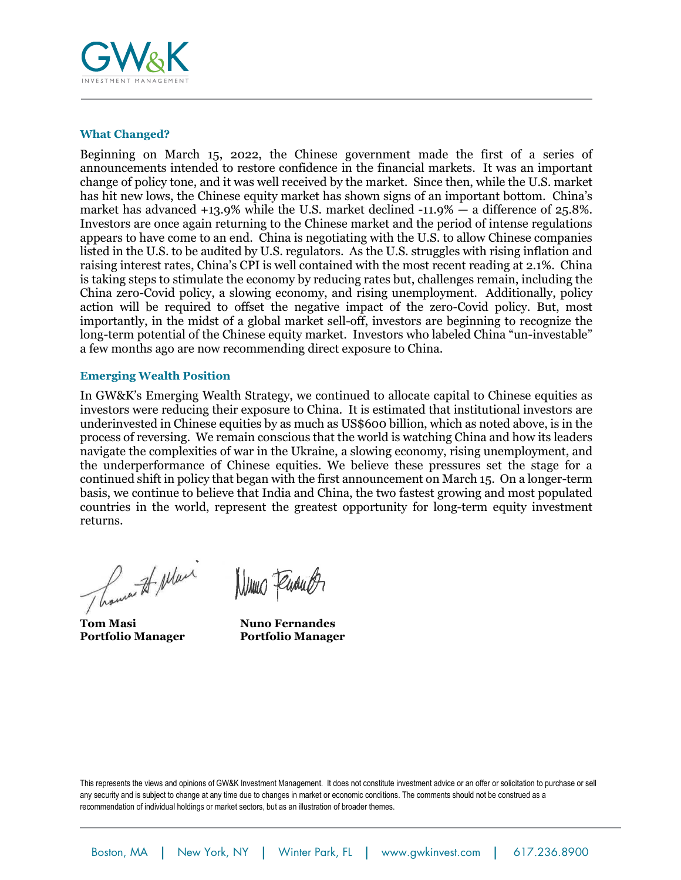### What Changed?

Beginning on March 15, 2022, the Chinese government made the first of a series of announcements intended to restore confidence in the financial markets. It was an important change of policy tone, and it was well received by the market. Since then, while the U.S. market has hit new lows, the Chinese equity market has shown signs of an important bottom. China's market has advanced +13.9% while the U.S. market declined -11.9% — a difference of 25.8%. Investors are once again returning to the Chinese market and the period of intense regulations appears to have come to an end. China is negotiating with the U.S. to allow Chinese companies listed in the U.S. to be audited by U.S. regulators. As the U.S. struggles with rising inflation and raising interest rates, China's CPI is well contained with the most recent reading at 2.1%. China is taking steps to stimulate the economy by reducing rates but, challenges remain, including the China zero-Covid policy, a slowing economy, and rising unemployment. Additionally, policy action will be required to offset the negative impact of the zero-Covid policy. But, most importantly, in the midst of a global market sell-off, investors are beginning to recognize the long-term potential of the Chinese equity market. Investors who labeled China "un-investable" a few months ago are now recommending direct exposure to China.

### Emerging Wealth Position

In GW&K's Emerging Wealth Strategy, we continued to allocate capital to Chinese equities as investors were reducing their exposure to China. It is estimated that institutional investors are underinvested in Chinese equities by as much as US$600 billion, which as noted above, is in the process of reversing. We remain conscious that the world is watching China and how its leaders navigate the complexities of war in the Ukraine, a slowing economy, rising unemployment, and the underperformance of Chinese equities. We believe these pressures set the stage for a continued shift in policy that began with the first announcement on March 15. On a longer-term basis, we continue to believe that India and China, the two fastest growing and most populated countries in the world, represent the greatest opportunity for long-term equity investment returns.

**Tom Masi**
**Portfolio Manager**

**Nuno Fernandes**
**Portfolio Manager**

This represents the views and opinions of GW&K Investment Management. It does not constitute investment advice or an offer or solicitation to purchase or sell any security and is subject to change at any time due to changes in market or economic conditions. The comments should not be construed as a recommendation of individual holdings or market sectors, but as an illustration of broader themes.